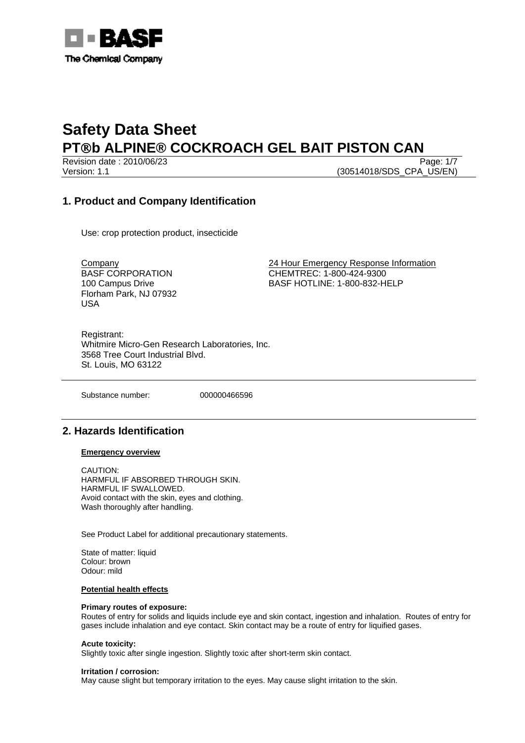BASF

The Chemical Company

# Safety Data Sheet
# PT®b ALPINE® COCKROACH GEL BAIT PISTON CAN

Revision date : 2010/06/23
Version: 1.1 (30514018/SDS_CPA_US/EN)

## 1. Product and Company Identification

Use: crop protection product, insecticide

Company
BASF CORPORATION
100 Campus Drive
Florham Park, NJ 07932
USA

24 Hour Emergency Response Information
CHEMTREC: 1-800-424-9300
BASF HOTLINE: 1-800-832-HELP

Registrant:
Whitmire Micro-Gen Research Laboratories, Inc.
3568 Tree Court Industrial Blvd.
St. Louis, MO 63122

Substance number: 000000466596

## 2. Hazards Identification

**Emergency overview**

CAUTION:
HARMFUL IF ABSORBED THROUGH SKIN.
HARMFUL IF SWALLOWED.
Avoid contact with the skin, eyes and clothing.
Wash thoroughly after handling.

See Product Label for additional precautionary statements.

State of matter: liquid
Colour: brown
Odour: mild

**Potential health effects**

**Primary routes of exposure:**
Routes of entry for solids and liquids include eye and skin contact, ingestion and inhalation. Routes of entry for gases include inhalation and eye contact. Skin contact may be a route of entry for liquified gases.

**Acute toxicity:**
Slightly toxic after single ingestion. Slightly toxic after short-term skin contact.

**Irritation / corrosion:**
May cause slight but temporary irritation to the eyes. May cause slight irritation to the skin.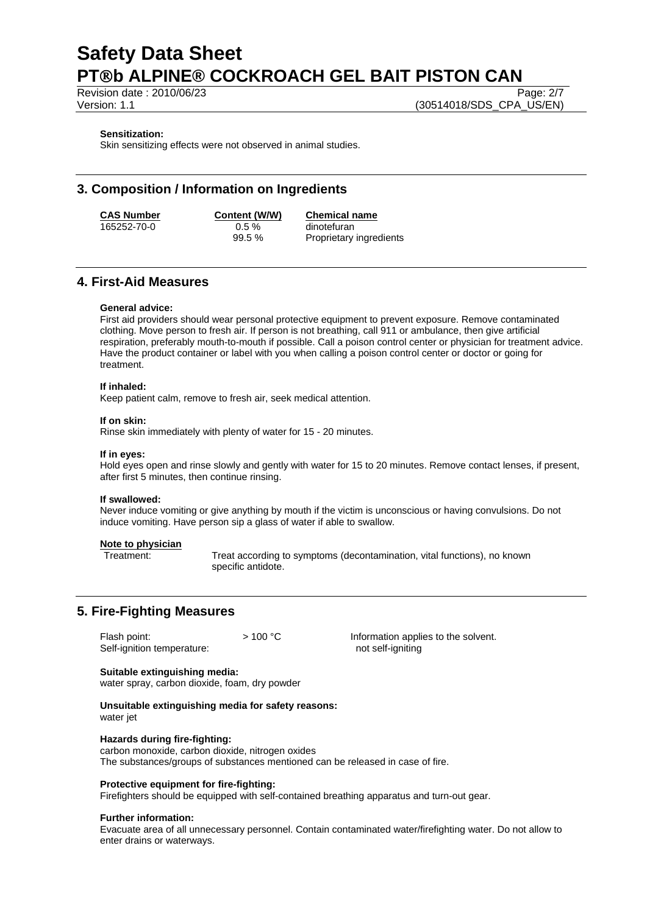**Sensitization:**
Skin sensitizing effects were not observed in animal studies.

## 3. Composition / Information on Ingredients

| CAS Number | Content (W/W) | Chemical name |
|---|---|---|
| 165252-70-0 | 0.5 % | dinotefuran |
| | 99.5 % | Proprietary ingredients |

## 4. First-Aid Measures

**General advice:**
First aid providers should wear personal protective equipment to prevent exposure. Remove contaminated clothing. Move person to fresh air. If person is not breathing, call 911 or ambulance, then give artificial respiration, preferably mouth-to-mouth if possible. Call a poison control center or physician for treatment advice. Have the product container or label with you when calling a poison control center or doctor or going for treatment.

**If inhaled:**
Keep patient calm, remove to fresh air, seek medical attention.

**If on skin:**
Rinse skin immediately with plenty of water for 15 - 20 minutes.

**If in eyes:**
Hold eyes open and rinse slowly and gently with water for 15 to 20 minutes. Remove contact lenses, if present, after first 5 minutes, then continue rinsing.

**If swallowed:**
Never induce vomiting or give anything by mouth if the victim is unconscious or having convulsions. Do not induce vomiting. Have person sip a glass of water if able to swallow.

**Note to physician**

Treatment: Treat according to symptoms (decontamination, vital functions), no known specific antidote.

## 5. Fire-Fighting Measures

| | | |
|---|---|---|
| Flash point: | > 100 °C | Information applies to the solvent. |
| Self-ignition temperature: | | not self-igniting |

**Suitable extinguishing media:**
water spray, carbon dioxide, foam, dry powder

**Unsuitable extinguishing media for safety reasons:**
water jet

**Hazards during fire-fighting:**
carbon monoxide, carbon dioxide, nitrogen oxides
The substances/groups of substances mentioned can be released in case of fire.

**Protective equipment for fire-fighting:**
Firefighters should be equipped with self-contained breathing apparatus and turn-out gear.

**Further information:**
Evacuate area of all unnecessary personnel. Contain contaminated water/firefighting water. Do not allow to enter drains or waterways.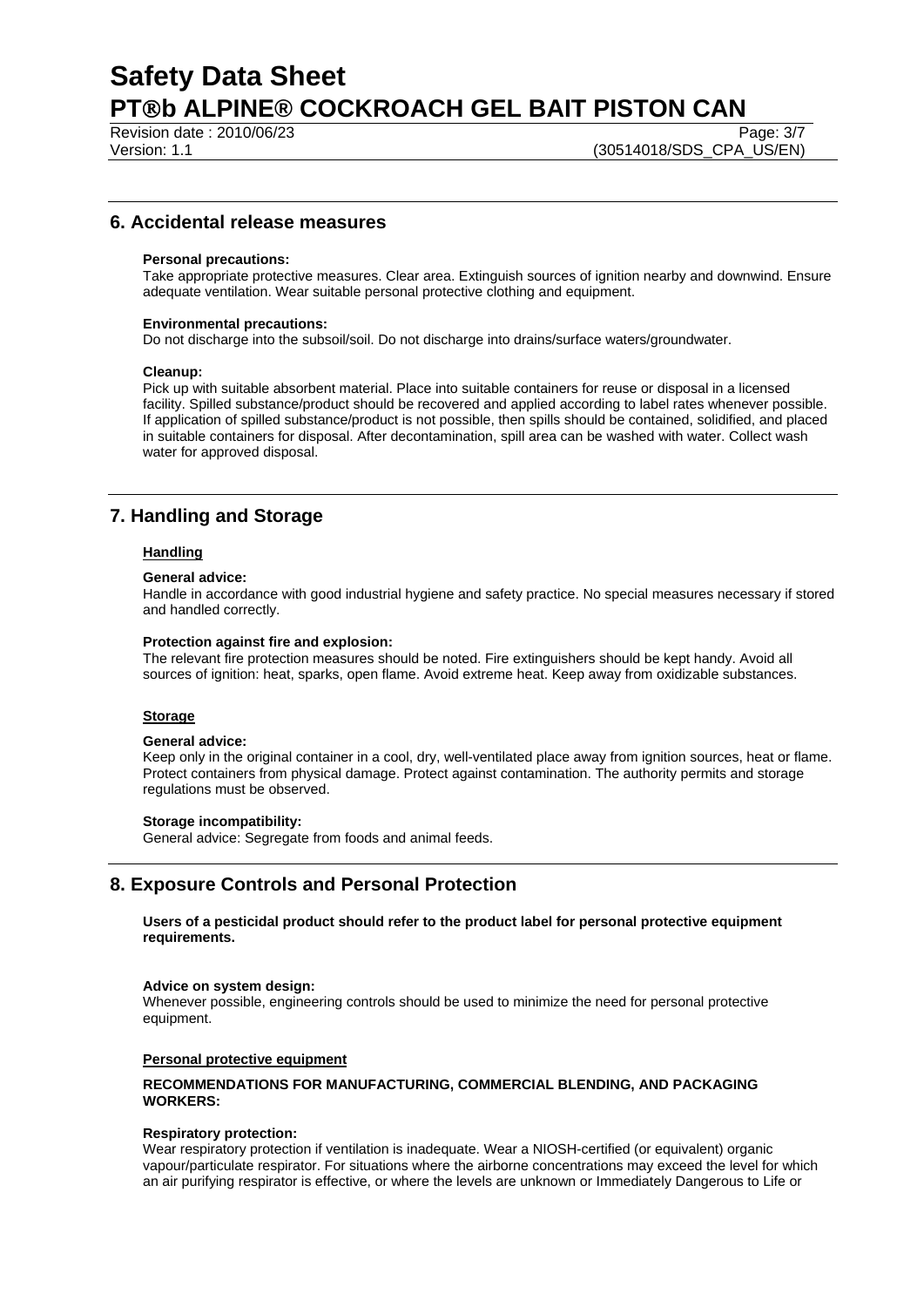## 6. Accidental release measures

**Personal precautions:**
Take appropriate protective measures. Clear area. Extinguish sources of ignition nearby and downwind. Ensure adequate ventilation. Wear suitable personal protective clothing and equipment.

**Environmental precautions:**
Do not discharge into the subsoil/soil. Do not discharge into drains/surface waters/groundwater.

**Cleanup:**
Pick up with suitable absorbent material. Place into suitable containers for reuse or disposal in a licensed facility. Spilled substance/product should be recovered and applied according to label rates whenever possible. If application of spilled substance/product is not possible, then spills should be contained, solidified, and placed in suitable containers for disposal. After decontamination, spill area can be washed with water. Collect wash water for approved disposal.

## 7. Handling and Storage

### Handling

**General advice:**
Handle in accordance with good industrial hygiene and safety practice. No special measures necessary if stored and handled correctly.

**Protection against fire and explosion:**
The relevant fire protection measures should be noted. Fire extinguishers should be kept handy. Avoid all sources of ignition: heat, sparks, open flame. Avoid extreme heat. Keep away from oxidizable substances.

### Storage

**General advice:**
Keep only in the original container in a cool, dry, well-ventilated place away from ignition sources, heat or flame. Protect containers from physical damage. Protect against contamination. The authority permits and storage regulations must be observed.

**Storage incompatibility:**
General advice: Segregate from foods and animal feeds.

## 8. Exposure Controls and Personal Protection

**Users of a pesticidal product should refer to the product label for personal protective equipment requirements.**

**Advice on system design:**
Whenever possible, engineering controls should be used to minimize the need for personal protective equipment.

### Personal protective equipment

**RECOMMENDATIONS FOR MANUFACTURING, COMMERCIAL BLENDING, AND PACKAGING WORKERS:**

**Respiratory protection:**
Wear respiratory protection if ventilation is inadequate. Wear a NIOSH-certified (or equivalent) organic vapour/particulate respirator. For situations where the airborne concentrations may exceed the level for which an air purifying respirator is effective, or where the levels are unknown or Immediately Dangerous to Life or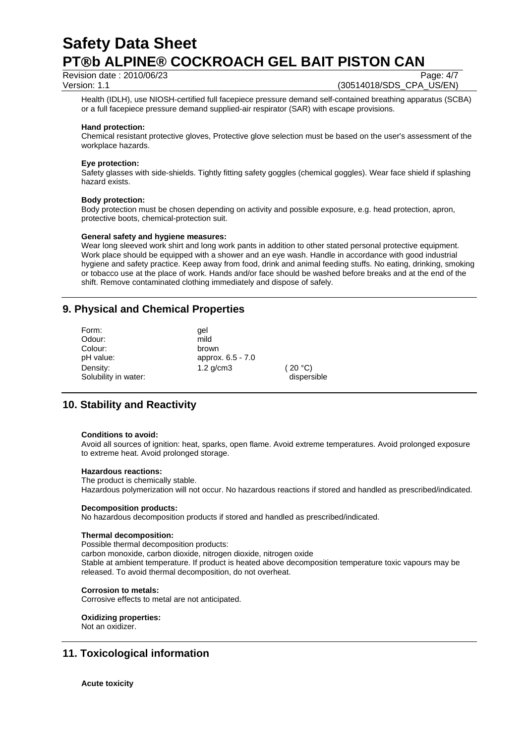Health (IDLH), use NIOSH-certified full facepiece pressure demand self-contained breathing apparatus (SCBA) or a full facepiece pressure demand supplied-air respirator (SAR) with escape provisions.

**Hand protection:**
Chemical resistant protective gloves, Protective glove selection must be based on the user's assessment of the workplace hazards.

**Eye protection:**
Safety glasses with side-shields. Tightly fitting safety goggles (chemical goggles). Wear face shield if splashing hazard exists.

**Body protection:**
Body protection must be chosen depending on activity and possible exposure, e.g. head protection, apron, protective boots, chemical-protection suit.

**General safety and hygiene measures:**
Wear long sleeved work shirt and long work pants in addition to other stated personal protective equipment. Work place should be equipped with a shower and an eye wash. Handle in accordance with good industrial hygiene and safety practice. Keep away from food, drink and animal feeding stuffs. No eating, drinking, smoking or tobacco use at the place of work. Hands and/or face should be washed before breaks and at the end of the shift. Remove contaminated clothing immediately and dispose of safely.

## 9. Physical and Chemical Properties

| | | |
|---|---|---|
| Form: | gel | |
| Odour: | mild | |
| Colour: | brown | |
| pH value: | approx. 6.5 - 7.0 | |
| Density: | 1.2 g/cm3 | ( 20 °C) |
| Solubility in water: | | dispersible |

## 10. Stability and Reactivity

**Conditions to avoid:**
Avoid all sources of ignition: heat, sparks, open flame. Avoid extreme temperatures. Avoid prolonged exposure to extreme heat. Avoid prolonged storage.

**Hazardous reactions:**
The product is chemically stable.
Hazardous polymerization will not occur. No hazardous reactions if stored and handled as prescribed/indicated.

**Decomposition products:**
No hazardous decomposition products if stored and handled as prescribed/indicated.

**Thermal decomposition:**
Possible thermal decomposition products:
carbon monoxide, carbon dioxide, nitrogen dioxide, nitrogen oxide
Stable at ambient temperature. If product is heated above decomposition temperature toxic vapours may be released. To avoid thermal decomposition, do not overheat.

**Corrosion to metals:**
Corrosive effects to metal are not anticipated.

**Oxidizing properties:**
Not an oxidizer.

## 11. Toxicological information

**Acute toxicity**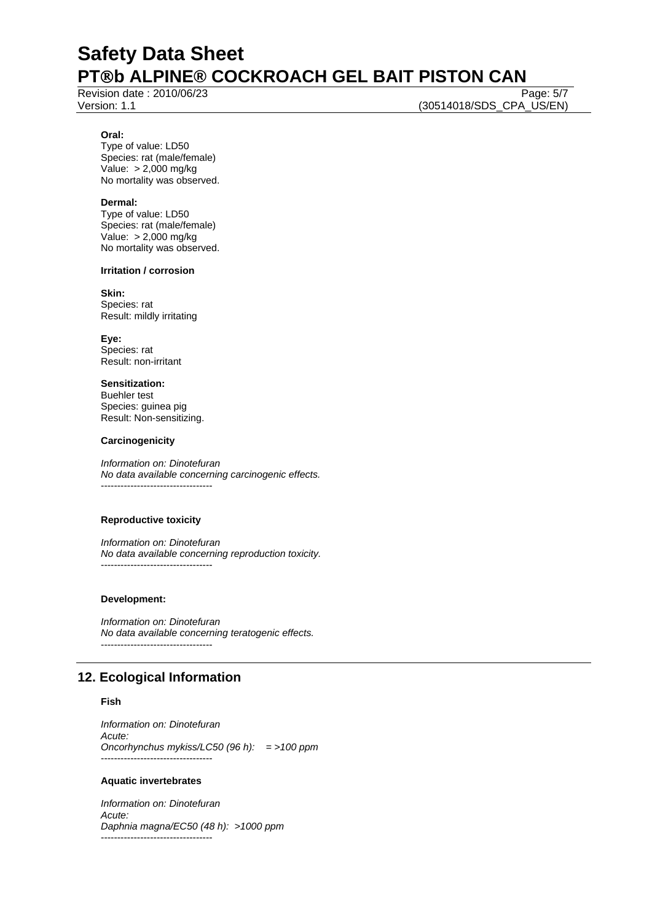**Oral:**
Type of value: LD50
Species: rat (male/female)
Value: > 2,000 mg/kg
No mortality was observed.

**Dermal:**
Type of value: LD50
Species: rat (male/female)
Value: > 2,000 mg/kg
No mortality was observed.

**Irritation / corrosion**

**Skin:**
Species: rat
Result: mildly irritating

**Eye:**
Species: rat
Result: non-irritant

**Sensitization:**
Buehler test
Species: guinea pig
Result: Non-sensitizing.

**Carcinogenicity**

*Information on: Dinotefuran*
*No data available concerning carcinogenic effects.*
----------------------------------

**Reproductive toxicity**

*Information on: Dinotefuran*
*No data available concerning reproduction toxicity.*
----------------------------------

**Development:**

*Information on: Dinotefuran*
*No data available concerning teratogenic effects.*
----------------------------------

## 12. Ecological Information

**Fish**

*Information on: Dinotefuran*
*Acute:*
*Oncorhynchus mykiss/LC50 (96 h): = >100 ppm*
----------------------------------

**Aquatic invertebrates**

*Information on: Dinotefuran*
*Acute:*
*Daphnia magna/EC50 (48 h): >1000 ppm*
----------------------------------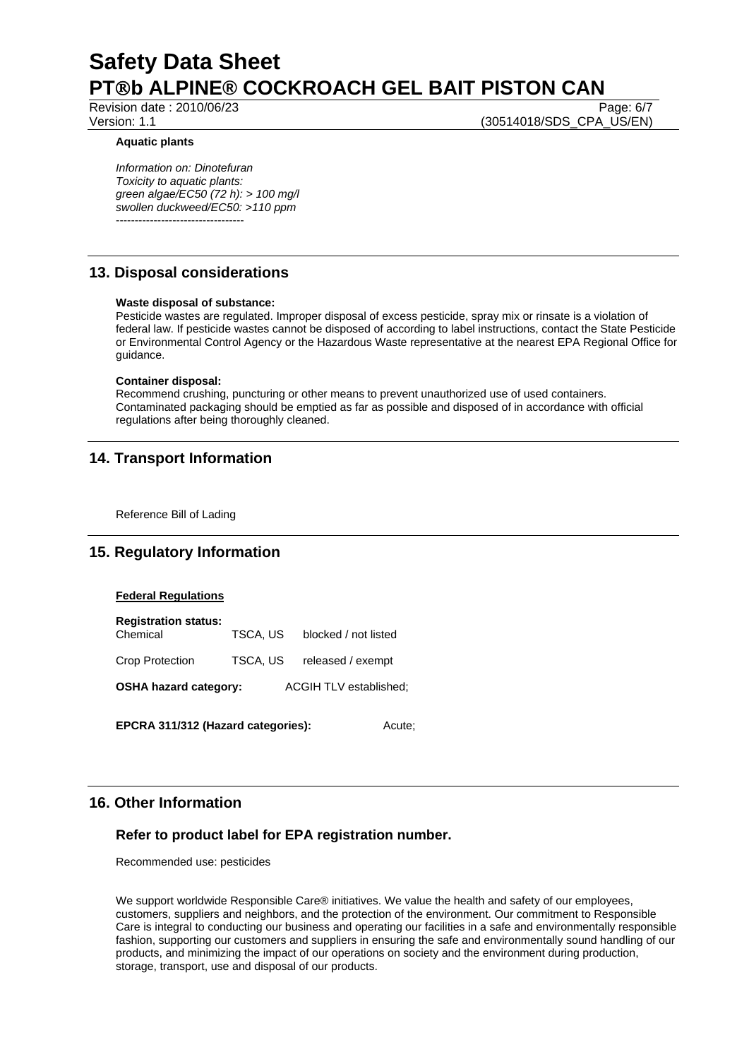**Aquatic plants**

*Information on: Dinotefuran*
*Toxicity to aquatic plants:*
*green algae/EC50 (72 h): > 100 mg/l*
*swollen duckweed/EC50: >110 ppm*
*----------------------------------*

## 13. Disposal considerations

**Waste disposal of substance:**
Pesticide wastes are regulated. Improper disposal of excess pesticide, spray mix or rinsate is a violation of federal law. If pesticide wastes cannot be disposed of according to label instructions, contact the State Pesticide or Environmental Control Agency or the Hazardous Waste representative at the nearest EPA Regional Office for guidance.

**Container disposal:**
Recommend crushing, puncturing or other means to prevent unauthorized use of used containers. Contaminated packaging should be emptied as far as possible and disposed of in accordance with official regulations after being thoroughly cleaned.

## 14. Transport Information

Reference Bill of Lading

## 15. Regulatory Information

**Federal Regulations**

**Registration status:**

| | | |
|---|---|---|
| Chemical | TSCA, US | blocked / not listed |
| Crop Protection | TSCA, US | released / exempt |

**OSHA hazard category:** ACGIH TLV established;

**EPCRA 311/312 (Hazard categories):** Acute;

## 16. Other Information

### Refer to product label for EPA registration number.

Recommended use: pesticides

We support worldwide Responsible Care® initiatives. We value the health and safety of our employees, customers, suppliers and neighbors, and the protection of the environment. Our commitment to Responsible Care is integral to conducting our business and operating our facilities in a safe and environmentally responsible fashion, supporting our customers and suppliers in ensuring the safe and environmentally sound handling of our products, and minimizing the impact of our operations on society and the environment during production, storage, transport, use and disposal of our products.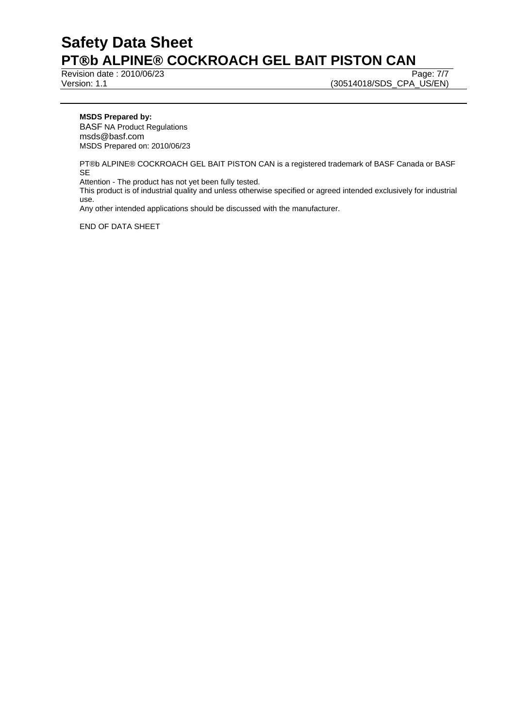**MSDS Prepared by:**
BASF NA Product Regulations
msds@basf.com
MSDS Prepared on: 2010/06/23

PT®b ALPINE® COCKROACH GEL BAIT PISTON CAN is a registered trademark of BASF Canada or BASF SE

Attention - The product has not yet been fully tested.

This product is of industrial quality and unless otherwise specified or agreed intended exclusively for industrial use.

Any other intended applications should be discussed with the manufacturer.

END OF DATA SHEET